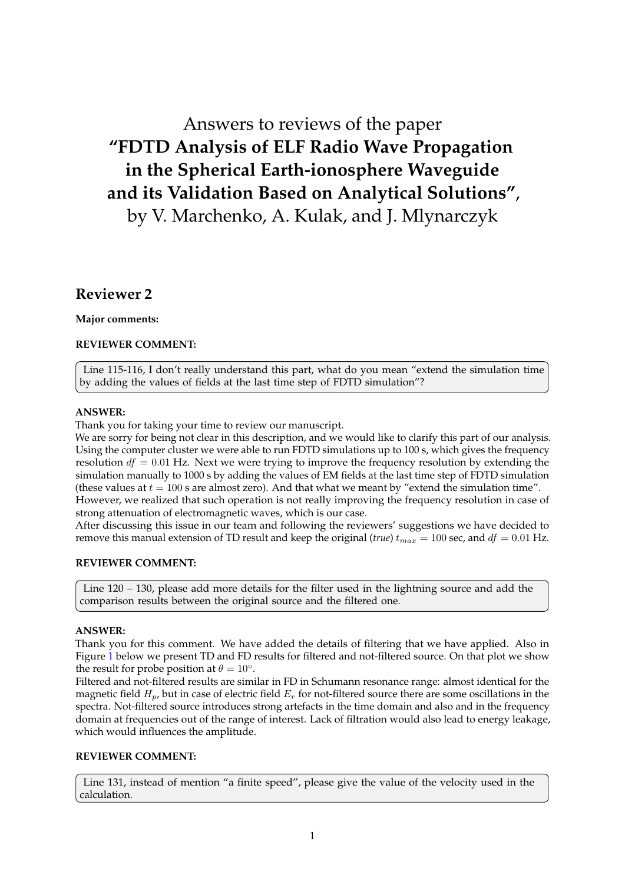# Answers to reviews of the paper **"FDTD Analysis of ELF Radio Wave Propagation in the Spherical Earth-ionosphere Waveguide and its Validation Based on Analytical Solutions"**, by V. Marchenko, A. Kulak, and J. Mlynarczyk

## Reviewer 2

**Major comments:**

**REVIEWER COMMENT:**

> Line 115-116, I don't really understand this part, what do you mean "extend the simulation time by adding the values of fields at the last time step of FDTD simulation"?

**ANSWER:**

Thank you for taking your time to review our manuscript.

We are sorry for being not clear in this description, and we would like to clarify this part of our analysis. Using the computer cluster we were able to run FDTD simulations up to 100 s, which gives the frequency resolution $df = 0.01$ Hz. Next we were trying to improve the frequency resolution by extending the simulation manually to 1000 s by adding the values of EM fields at the last time step of FDTD simulation (these values at $t = 100$ s are almost zero). And that what we meant by "extend the simulation time". However, we realized that such operation is not really improving the frequency resolution in case of strong attenuation of electromagnetic waves, which is our case.

After discussing this issue in our team and following the reviewers' suggestions we have decided to remove this manual extension of TD result and keep the original (*true*) $t_{max} = 100$ sec, and $df = 0.01$ Hz.

**REVIEWER COMMENT:**

> Line 120 – 130, please add more details for the filter used in the lightning source and add the comparison results between the original source and the filtered one.

**ANSWER:**

Thank you for this comment. We have added the details of filtering that we have applied. Also in Figure 1 below we present TD and FD results for filtered and not-filtered source. On that plot we show the result for probe position at $\theta = 10^{\circ}$.

Filtered and not-filtered results are similar in FD in Schumann resonance range: almost identical for the magnetic field $H_p$, but in case of electric field $E_r$ for not-filtered source there are some oscillations in the spectra. Not-filtered source introduces strong artefacts in the time domain and also and in the frequency domain at frequencies out of the range of interest. Lack of filtration would also lead to energy leakage, which would influences the amplitude.

**REVIEWER COMMENT:**

> Line 131, instead of mention "a finite speed", please give the value of the velocity used in the calculation.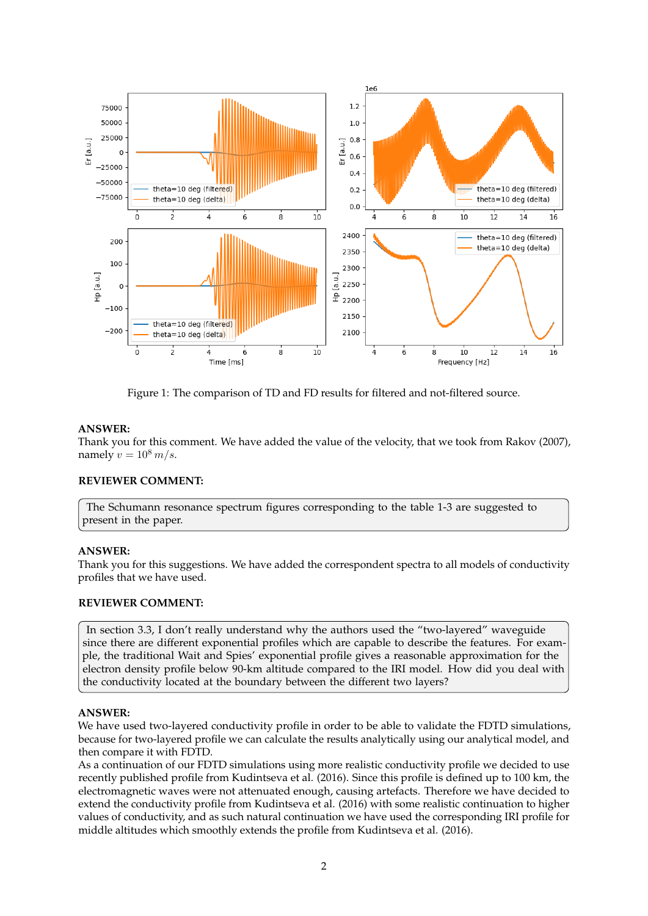Figure 1: The comparison of TD and FD results for filtered and not-filtered source.

**ANSWER:**
Thank you for this comment. We have added the value of the velocity, that we took from Rakov (2007), namely $v = 10^8\, m/s$.

**REVIEWER COMMENT:**

> The Schumann resonance spectrum figures corresponding to the table 1-3 are suggested to present in the paper.

**ANSWER:**
Thank you for this suggestions. We have added the correspondent spectra to all models of conductivity profiles that we have used.

**REVIEWER COMMENT:**

> In section 3.3, I don't really understand why the authors used the "two-layered" waveguide since there are different exponential profiles which are capable to describe the features. For example, the traditional Wait and Spies' exponential profile gives a reasonable approximation for the electron density profile below 90-km altitude compared to the IRI model. How did you deal with the conductivity located at the boundary between the different two layers?

**ANSWER:**
We have used two-layered conductivity profile in order to be able to validate the FDTD simulations, because for two-layered profile we can calculate the results analytically using our analytical model, and then compare it with FDTD.
As a continuation of our FDTD simulations using more realistic conductivity profile we decided to use recently published profile from Kudintseva et al. (2016). Since this profile is defined up to 100 km, the electromagnetic waves were not attenuated enough, causing artefacts. Therefore we have decided to extend the conductivity profile from Kudintseva et al. (2016) with some realistic continuation to higher values of conductivity, and as such natural continuation we have used the corresponding IRI profile for middle altitudes which smoothly extends the profile from Kudintseva et al. (2016).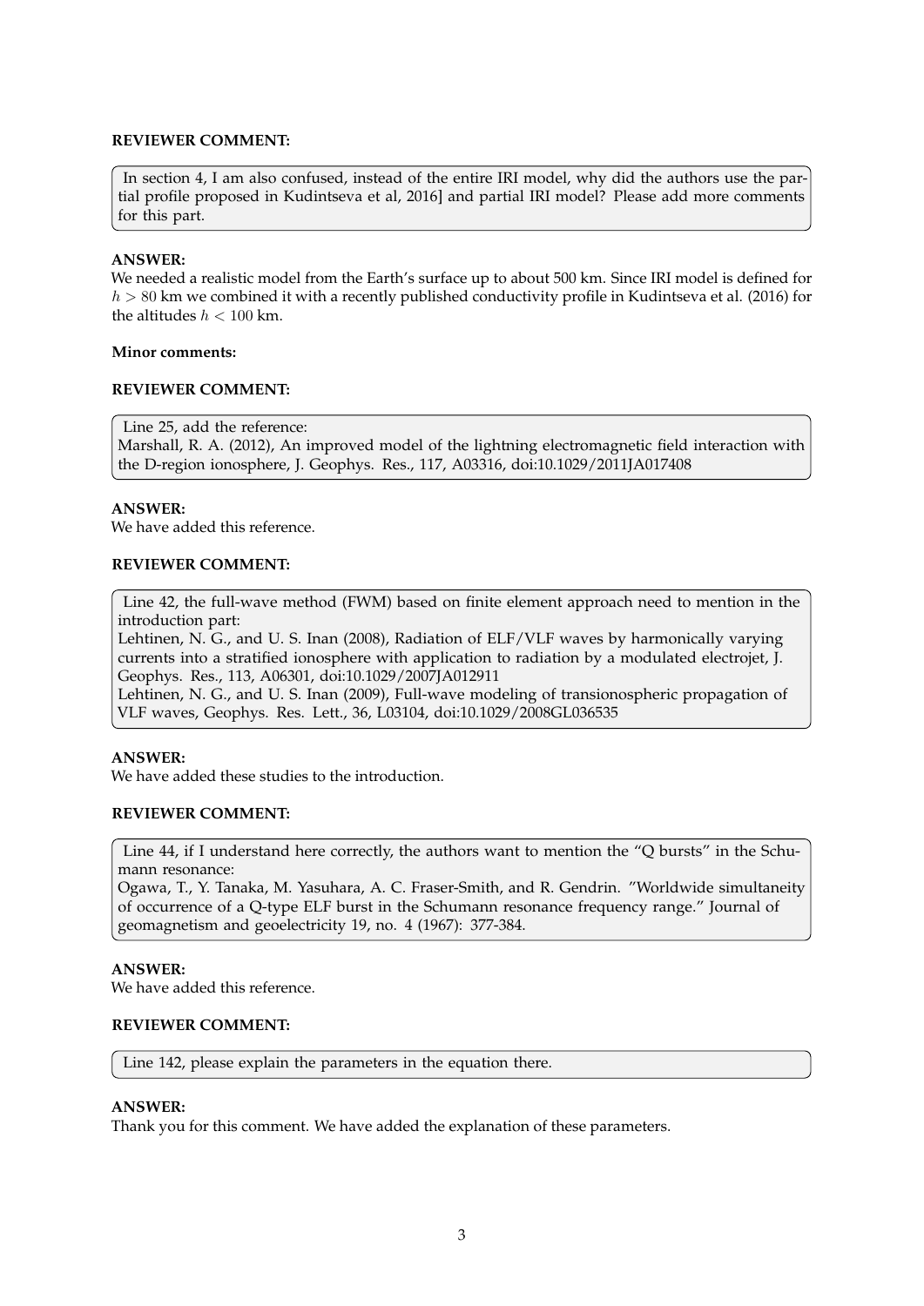**REVIEWER COMMENT:**

> In section 4, I am also confused, instead of the entire IRI model, why did the authors use the partial profile proposed in Kudintseva et al, 2016] and partial IRI model? Please add more comments for this part.

**ANSWER:**
We needed a realistic model from the Earth's surface up to about 500 km. Since IRI model is defined for $h > 80$ km we combined it with a recently published conductivity profile in Kudintseva et al. (2016) for the altitudes $h < 100$ km.

**Minor comments:**

**REVIEWER COMMENT:**

> Line 25, add the reference:
> Marshall, R. A. (2012), An improved model of the lightning electromagnetic field interaction with the D-region ionosphere, J. Geophys. Res., 117, A03316, doi:10.1029/2011JA017408

**ANSWER:**
We have added this reference.

**REVIEWER COMMENT:**

> Line 42, the full-wave method (FWM) based on finite element approach need to mention in the introduction part:
> Lehtinen, N. G., and U. S. Inan (2008), Radiation of ELF/VLF waves by harmonically varying currents into a stratified ionosphere with application to radiation by a modulated electrojet, J. Geophys. Res., 113, A06301, doi:10.1029/2007JA012911
> Lehtinen, N. G., and U. S. Inan (2009), Full-wave modeling of transionospheric propagation of VLF waves, Geophys. Res. Lett., 36, L03104, doi:10.1029/2008GL036535

**ANSWER:**
We have added these studies to the introduction.

**REVIEWER COMMENT:**

> Line 44, if I understand here correctly, the authors want to mention the "Q bursts" in the Schumann resonance:
> Ogawa, T., Y. Tanaka, M. Yasuhara, A. C. Fraser-Smith, and R. Gendrin. "Worldwide simultaneity of occurrence of a Q-type ELF burst in the Schumann resonance frequency range." Journal of geomagnetism and geoelectricity 19, no. 4 (1967): 377-384.

**ANSWER:**
We have added this reference.

**REVIEWER COMMENT:**

> Line 142, please explain the parameters in the equation there.

**ANSWER:**
Thank you for this comment. We have added the explanation of these parameters.